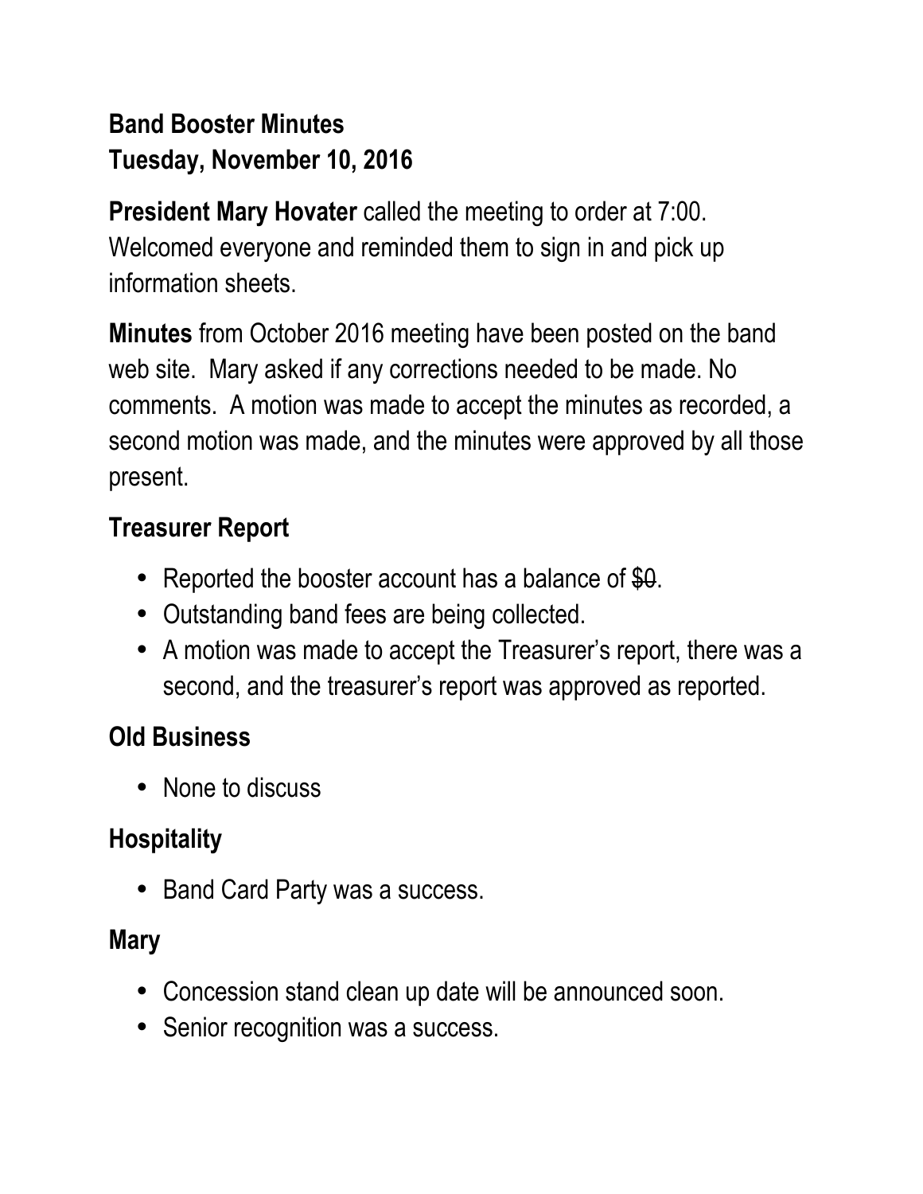**Band Booster Minutes**
**Tuesday, November 10, 2016**

**President Mary Hovater** called the meeting to order at 7:00. Welcomed everyone and reminded them to sign in and pick up information sheets.

**Minutes** from October 2016 meeting have been posted on the band web site. Mary asked if any corrections needed to be made. No comments. A motion was made to accept the minutes as recorded, a second motion was made, and the minutes were approved by all those present.

## Treasurer Report

- Reported the booster account has a balance of ~~$0~~.
- Outstanding band fees are being collected.
- A motion was made to accept the Treasurer's report, there was a second, and the treasurer's report was approved as reported.

## Old Business

- None to discuss

## Hospitality

- Band Card Party was a success.

## Mary

- Concession stand clean up date will be announced soon.
- Senior recognition was a success.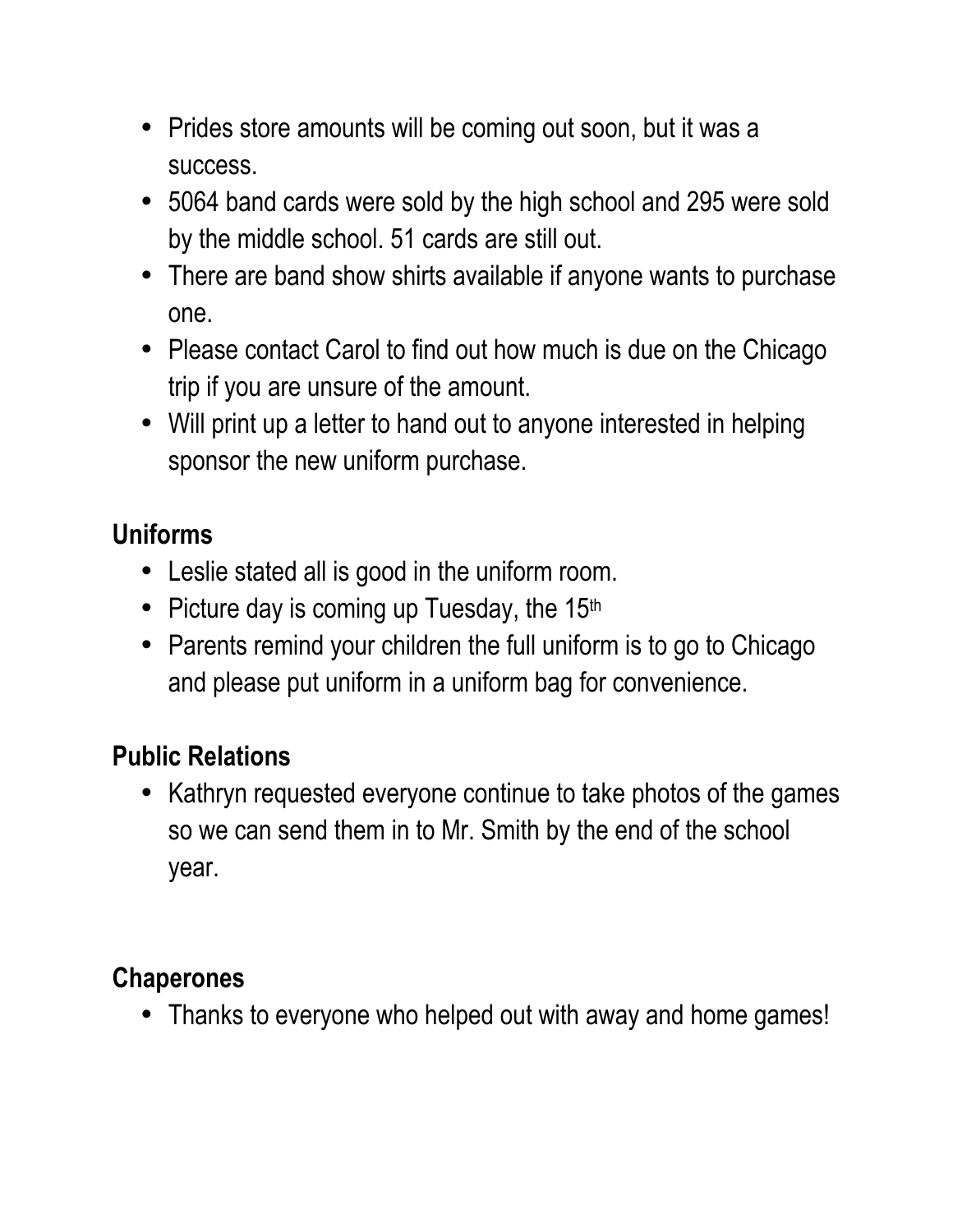- Prides store amounts will be coming out soon, but it was a success.
- 5064 band cards were sold by the high school and 295 were sold by the middle school. 51 cards are still out.
- There are band show shirts available if anyone wants to purchase one.
- Please contact Carol to find out how much is due on the Chicago trip if you are unsure of the amount.
- Will print up a letter to hand out to anyone interested in helping sponsor the new uniform purchase.

## Uniforms

- Leslie stated all is good in the uniform room.
- Picture day is coming up Tuesday, the 15th
- Parents remind your children the full uniform is to go to Chicago and please put uniform in a uniform bag for convenience.

## Public Relations

- Kathryn requested everyone continue to take photos of the games so we can send them in to Mr. Smith by the end of the school year.

## Chaperones

- Thanks to everyone who helped out with away and home games!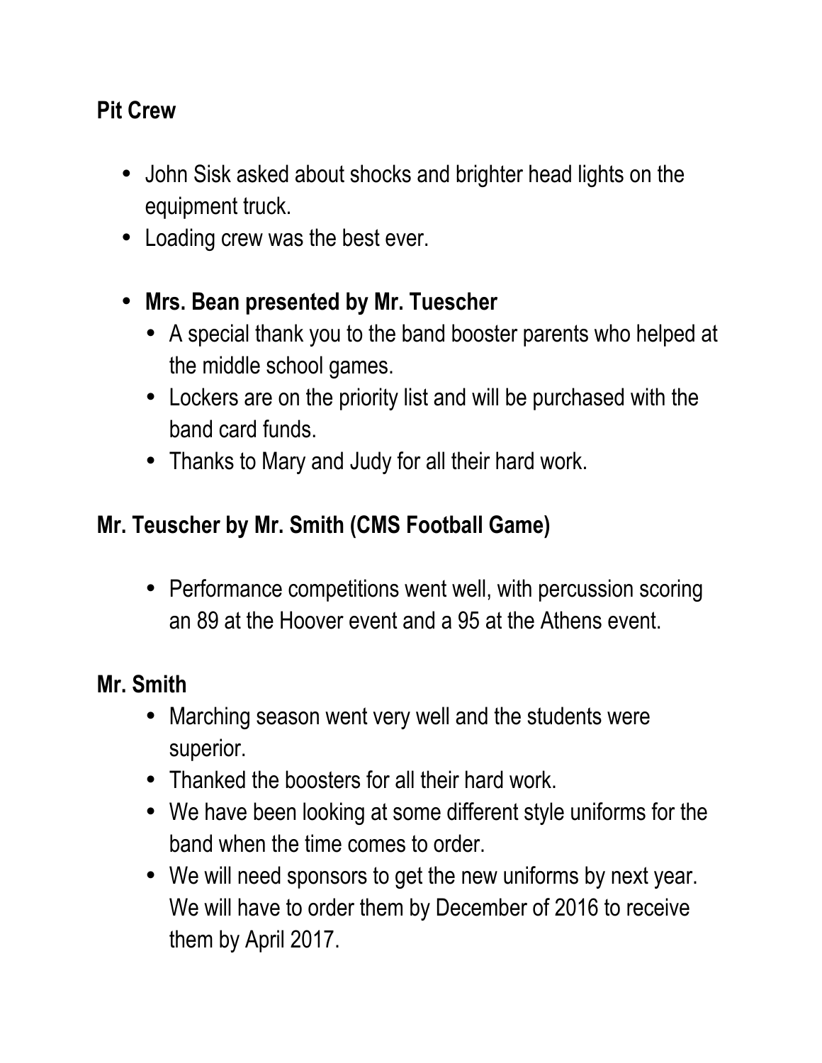**Pit Crew**

- John Sisk asked about shocks and brighter head lights on the equipment truck.
- Loading crew was the best ever.

- **Mrs. Bean presented by Mr. Tuescher**
  - A special thank you to the band booster parents who helped at the middle school games.
  - Lockers are on the priority list and will be purchased with the band card funds.
  - Thanks to Mary and Judy for all their hard work.

**Mr. Teuscher by Mr. Smith (CMS Football Game)**

- Performance competitions went well, with percussion scoring an 89 at the Hoover event and a 95 at the Athens event.

**Mr. Smith**

- Marching season went very well and the students were superior.
- Thanked the boosters for all their hard work.
- We have been looking at some different style uniforms for the band when the time comes to order.
- We will need sponsors to get the new uniforms by next year. We will have to order them by December of 2016 to receive them by April 2017.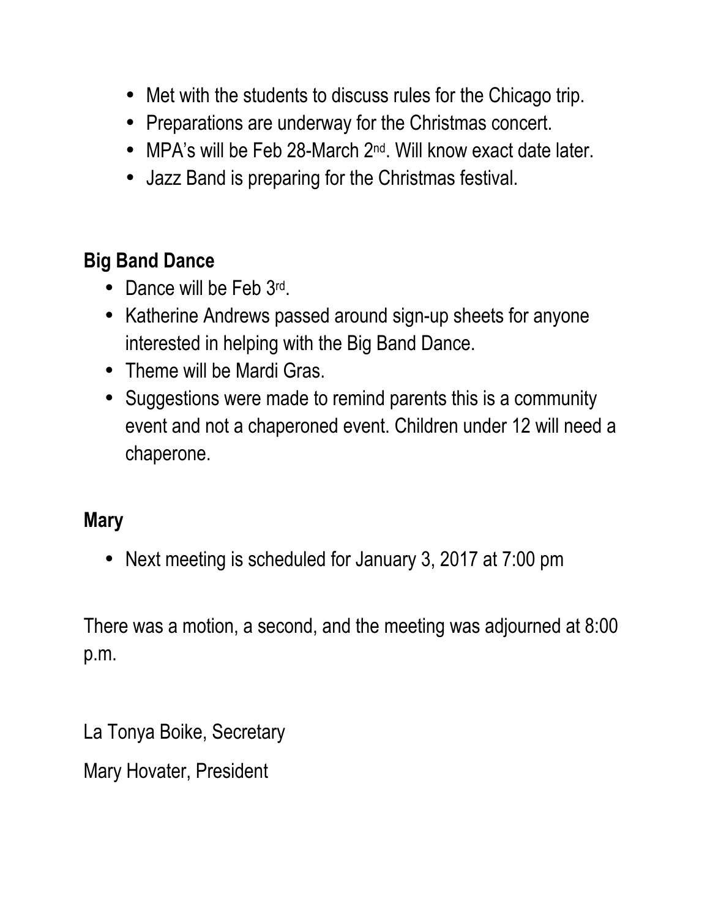- Met with the students to discuss rules for the Chicago trip.
- Preparations are underway for the Christmas concert.
- MPA's will be Feb 28-March 2nd. Will know exact date later.
- Jazz Band is preparing for the Christmas festival.

**Big Band Dance**

- Dance will be Feb 3rd.
- Katherine Andrews passed around sign-up sheets for anyone interested in helping with the Big Band Dance.
- Theme will be Mardi Gras.
- Suggestions were made to remind parents this is a community event and not a chaperoned event. Children under 12 will need a chaperone.

**Mary**

- Next meeting is scheduled for January 3, 2017 at 7:00 pm

There was a motion, a second, and the meeting was adjourned at 8:00 p.m.

La Tonya Boike, Secretary

Mary Hovater, President